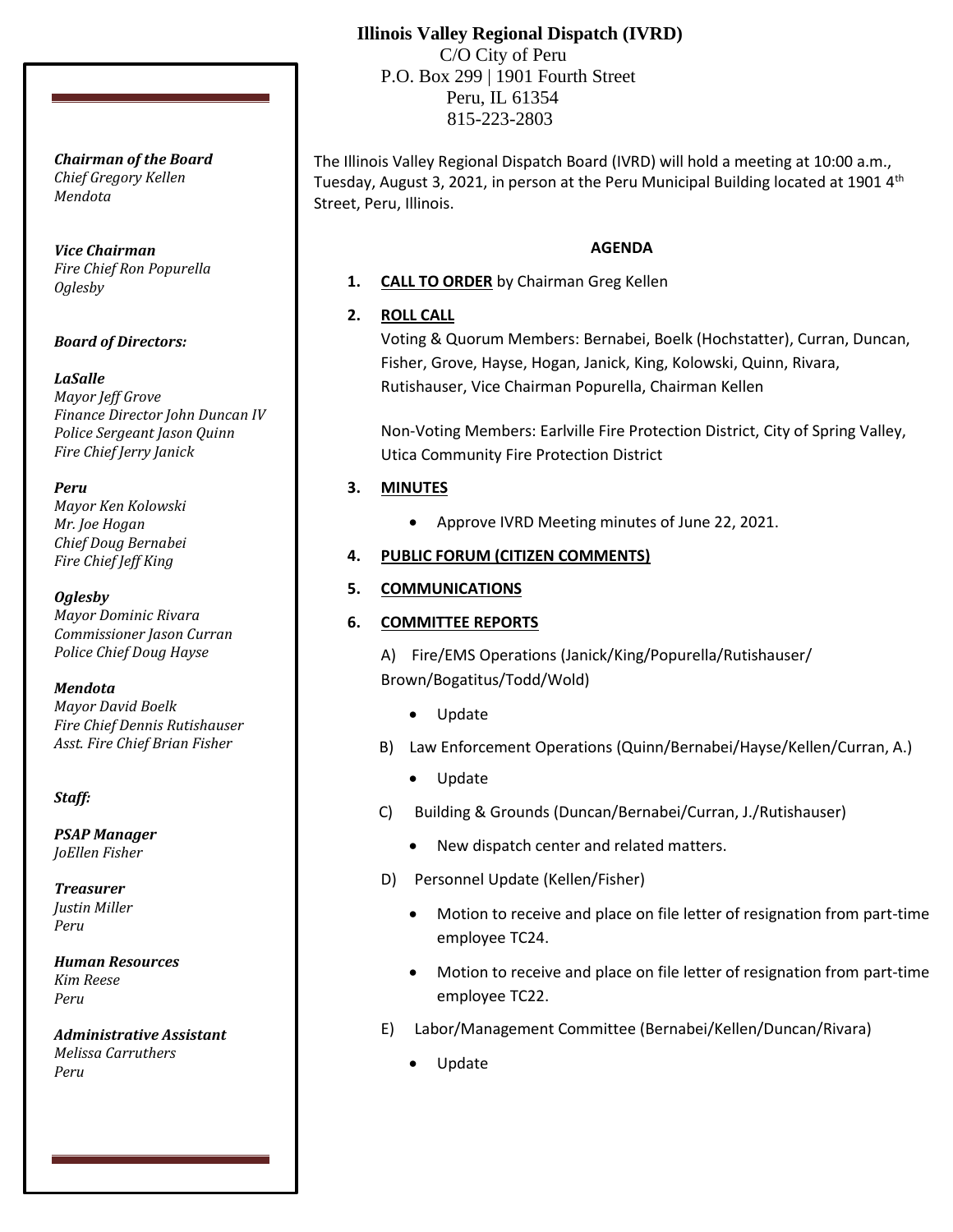# Illinois Valley Regional Dispatch (IVRD)

C/O City of Peru
P.O. Box 299 | 1901 Fourth Street
Peru, IL 61354
815-223-2803

***Chairman of the Board***
*Chief Gregory Kellen*
*Mendota*

***Vice Chairman***
*Fire Chief Ron Popurella*
*Oglesby*

***Board of Directors:***

***LaSalle***
*Mayor Jeff Grove*
*Finance Director John Duncan IV*
*Police Sergeant Jason Quinn*
*Fire Chief Jerry Janick*

***Peru***
*Mayor Ken Kolowski*
*Mr. Joe Hogan*
*Chief Doug Bernabei*
*Fire Chief Jeff King*

***Oglesby***
*Mayor Dominic Rivara*
*Commissioner Jason Curran*
*Police Chief Doug Hayse*

***Mendota***
*Mayor David Boelk*
*Fire Chief Dennis Rutishauser*
*Asst. Fire Chief Brian Fisher*

***Staff:***

***PSAP Manager***
*JoEllen Fisher*

***Treasurer***
*Justin Miller*
*Peru*

***Human Resources***
*Kim Reese*
*Peru*

***Administrative Assistant***
*Melissa Carruthers*
*Peru*

The Illinois Valley Regional Dispatch Board (IVRD) will hold a meeting at 10:00 a.m., Tuesday, August 3, 2021, in person at the Peru Municipal Building located at 1901 4th Street, Peru, Illinois.

## AGENDA

1. **CALL TO ORDER** by Chairman Greg Kellen

2. **ROLL CALL**

   Voting & Quorum Members: Bernabei, Boelk (Hochstatter), Curran, Duncan, Fisher, Grove, Hayse, Hogan, Janick, King, Kolowski, Quinn, Rivara, Rutishauser, Vice Chairman Popurella, Chairman Kellen

   Non-Voting Members: Earlville Fire Protection District, City of Spring Valley, Utica Community Fire Protection District

3. **MINUTES**
   - Approve IVRD Meeting minutes of June 22, 2021.

4. **PUBLIC FORUM (CITIZEN COMMENTS)**

5. **COMMUNICATIONS**

6. **COMMITTEE REPORTS**

   A) Fire/EMS Operations (Janick/King/Popurella/Rutishauser/Brown/Bogatitus/Todd/Wold)
   - Update

   B) Law Enforcement Operations (Quinn/Bernabei/Hayse/Kellen/Curran, A.)
   - Update

   C) Building & Grounds (Duncan/Bernabei/Curran, J./Rutishauser)
   - New dispatch center and related matters.

   D) Personnel Update (Kellen/Fisher)
   - Motion to receive and place on file letter of resignation from part-time employee TC24.
   - Motion to receive and place on file letter of resignation from part-time employee TC22.

   E) Labor/Management Committee (Bernabei/Kellen/Duncan/Rivara)
   - Update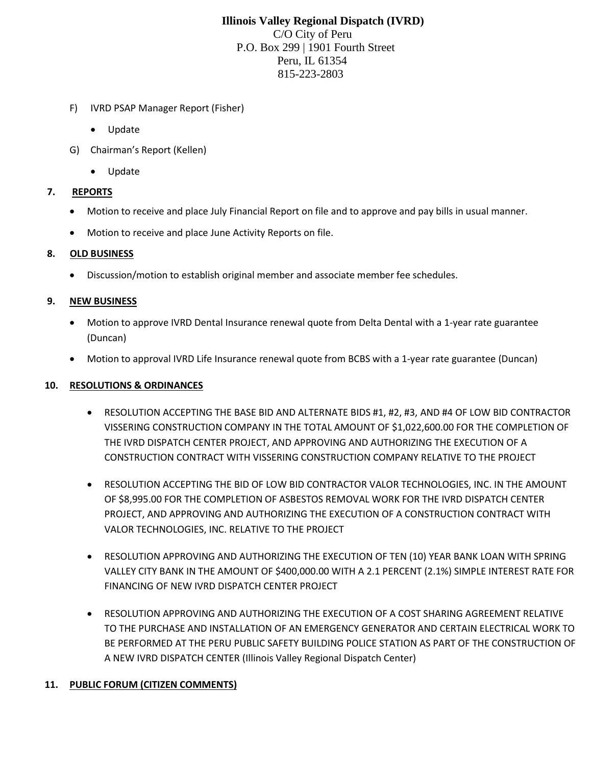**Illinois Valley Regional Dispatch (IVRD)**
C/O City of Peru
P.O. Box 299 | 1901 Fourth Street
Peru, IL 61354
815-223-2803

F) IVRD PSAP Manager Report (Fisher)

- Update

G) Chairman's Report (Kellen)

- Update

**7. REPORTS**

- Motion to receive and place July Financial Report on file and to approve and pay bills in usual manner.
- Motion to receive and place June Activity Reports on file.

**8. OLD BUSINESS**

- Discussion/motion to establish original member and associate member fee schedules.

**9. NEW BUSINESS**

- Motion to approve IVRD Dental Insurance renewal quote from Delta Dental with a 1-year rate guarantee (Duncan)
- Motion to approval IVRD Life Insurance renewal quote from BCBS with a 1-year rate guarantee (Duncan)

**10. RESOLUTIONS & ORDINANCES**

- RESOLUTION ACCEPTING THE BASE BID AND ALTERNATE BIDS #1, #2, #3, AND #4 OF LOW BID CONTRACTOR VISSERING CONSTRUCTION COMPANY IN THE TOTAL AMOUNT OF $1,022,600.00 FOR THE COMPLETION OF THE IVRD DISPATCH CENTER PROJECT, AND APPROVING AND AUTHORIZING THE EXECUTION OF A CONSTRUCTION CONTRACT WITH VISSERING CONSTRUCTION COMPANY RELATIVE TO THE PROJECT
- RESOLUTION ACCEPTING THE BID OF LOW BID CONTRACTOR VALOR TECHNOLOGIES, INC. IN THE AMOUNT OF $8,995.00 FOR THE COMPLETION OF ASBESTOS REMOVAL WORK FOR THE IVRD DISPATCH CENTER PROJECT, AND APPROVING AND AUTHORIZING THE EXECUTION OF A CONSTRUCTION CONTRACT WITH VALOR TECHNOLOGIES, INC. RELATIVE TO THE PROJECT
- RESOLUTION APPROVING AND AUTHORIZING THE EXECUTION OF TEN (10) YEAR BANK LOAN WITH SPRING VALLEY CITY BANK IN THE AMOUNT OF $400,000.00 WITH A 2.1 PERCENT (2.1%) SIMPLE INTEREST RATE FOR FINANCING OF NEW IVRD DISPATCH CENTER PROJECT
- RESOLUTION APPROVING AND AUTHORIZING THE EXECUTION OF A COST SHARING AGREEMENT RELATIVE TO THE PURCHASE AND INSTALLATION OF AN EMERGENCY GENERATOR AND CERTAIN ELECTRICAL WORK TO BE PERFORMED AT THE PERU PUBLIC SAFETY BUILDING POLICE STATION AS PART OF THE CONSTRUCTION OF A NEW IVRD DISPATCH CENTER (Illinois Valley Regional Dispatch Center)

**11. PUBLIC FORUM (CITIZEN COMMENTS)**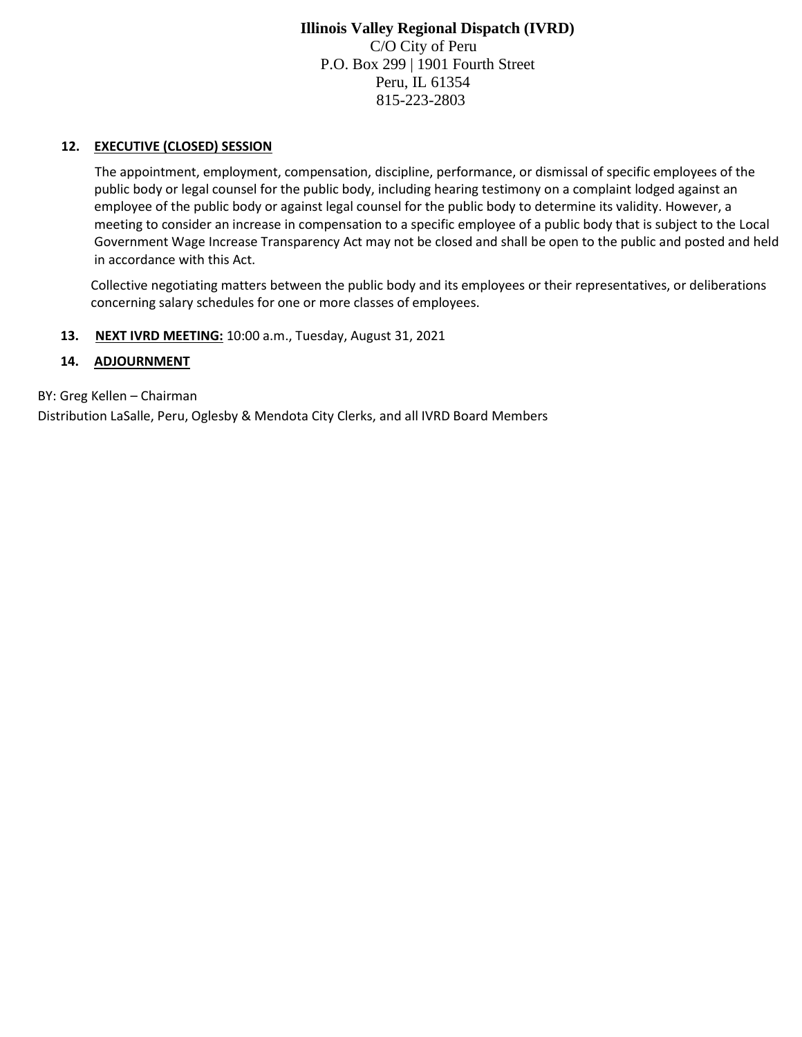**Illinois Valley Regional Dispatch (IVRD)**
C/O City of Peru
P.O. Box 299 | 1901 Fourth Street
Peru, IL 61354
815-223-2803

12. **EXECUTIVE (CLOSED) SESSION**

    The appointment, employment, compensation, discipline, performance, or dismissal of specific employees of the public body or legal counsel for the public body, including hearing testimony on a complaint lodged against an employee of the public body or against legal counsel for the public body to determine its validity. However, a meeting to consider an increase in compensation to a specific employee of a public body that is subject to the Local Government Wage Increase Transparency Act may not be closed and shall be open to the public and posted and held in accordance with this Act.

    Collective negotiating matters between the public body and its employees or their representatives, or deliberations concerning salary schedules for one or more classes of employees.

13. **NEXT IVRD MEETING:** 10:00 a.m., Tuesday, August 31, 2021

14. **ADJOURNMENT**

BY: Greg Kellen – Chairman

Distribution LaSalle, Peru, Oglesby & Mendota City Clerks, and all IVRD Board Members